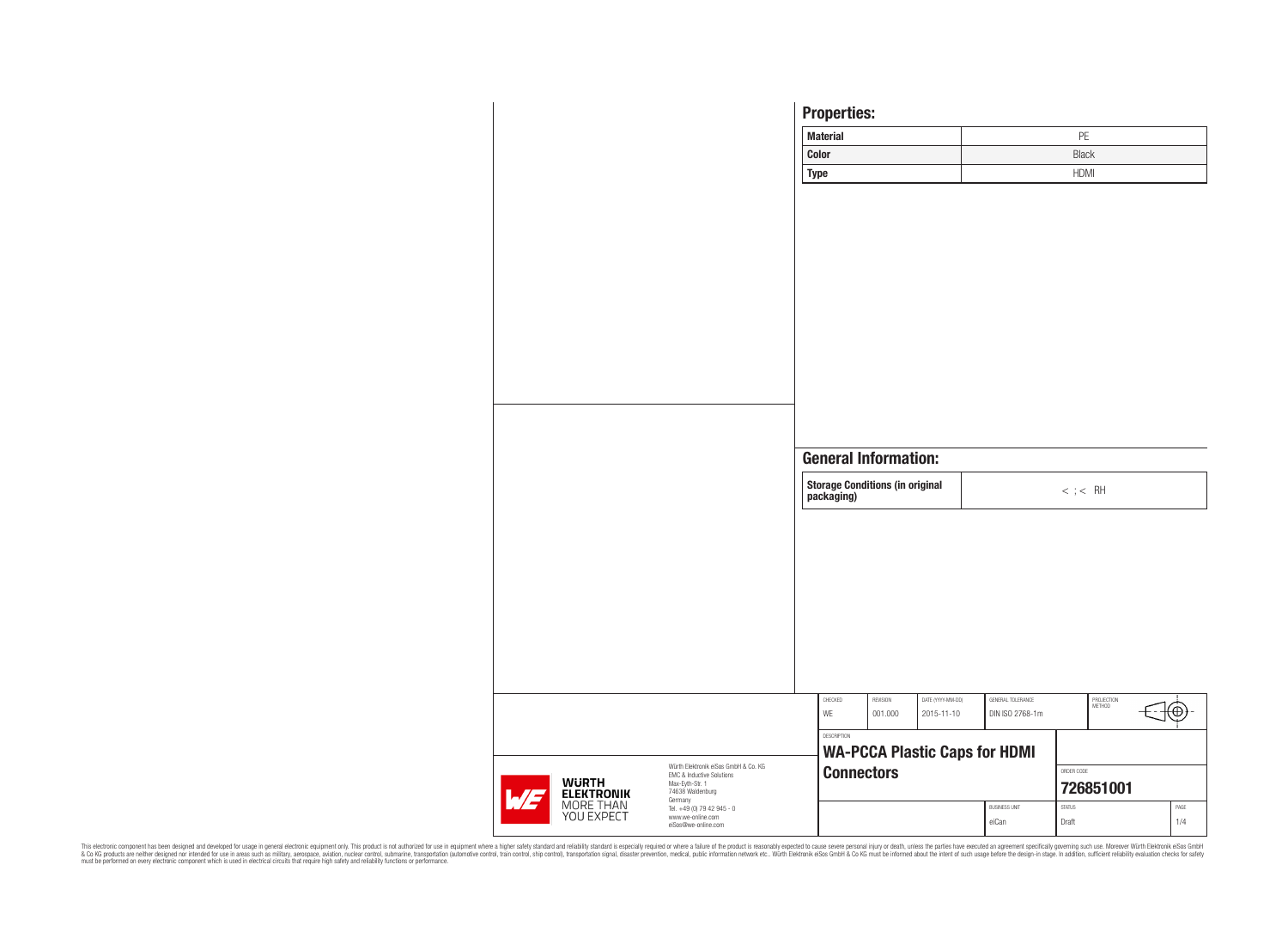## Properties:

| Material | PE |
|---|---|
| Color | Black |
| Type | HDMI |

## General Information:

| Storage Conditions (in original packaging) | < ; < RH |
|---|---|

| CHECKED | REVISION | DATE (YYYY-MM-DD) | GENERAL TOLERANCE | PROJECTION METHOD |
|---|---|---|---|---|
| WE | 001.000 | 2015-11-10 | DIN ISO 2768-1m | |

DESCRIPTION

**WA-PCCA Plastic Caps for HDMI Connectors**

ORDER CODE

**726851001**

| BUSINESS UNIT | STATUS | PAGE |
|---|---|---|
| eiCan | Draft | 1/4 |

Würth Elektronik eiSos GmbH & Co. KG
EMC & Inductive Solutions
Max-Eyth-Str. 1
74638 Waldenburg
Germany
Tel. +49 (0) 79 42 945 - 0
www.we-online.com
eiSos@we-online.com

WÜRTH ELEKTRONIK MORE THAN YOU EXPECT

This electronic component has been designed and developed for usage in general electronic equipment only. This product is not authorized for use in equipment where a higher safety standard and reliability standard is especially required or where a failure of the product is reasonably expected to cause severe personal injury or death, unless the parties have executed an agreement specifically governing such usage. Moreover Würth Elektronik eiSos GmbH & Co KG products are neither designed nor intended for use in areas such as military, aerospace, aviation, nuclear control, submarine, transportation (automotive control, train control, ship control), transportation signal, disaster prevention, medical, public information network etc.. Würth Elektronik eiSos GmbH & Co KG must be informed about the intent of such usage before the design-in stage. In addition, sufficient reliability evaluation checks for safety must be performed on every electronic component which is used in electrical circuits that require high safety and reliability functions or performance.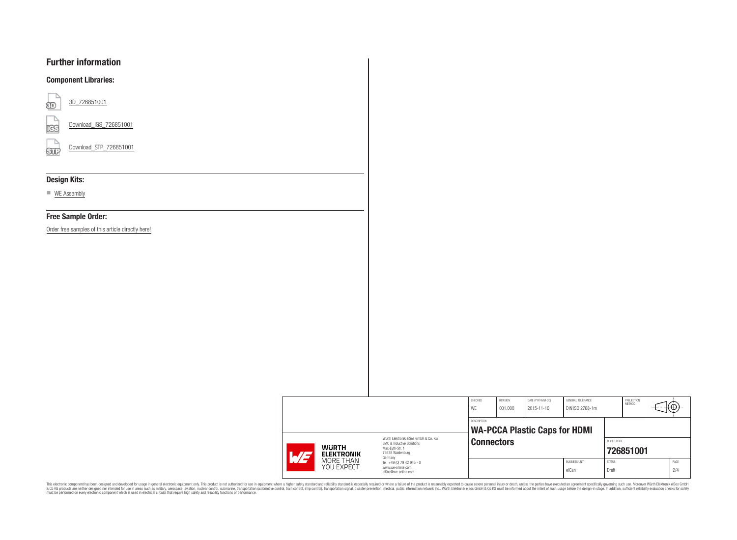# Further information

## Component Libraries:

3D_726851001

Download_IGS_726851001

Download_STP_726851001

## Design Kits:

- WE Assembly

## Free Sample Order:

Order free samples of this article directly here!

| CHECKED | REVISION | DATE (YYYY-MM-DD) | GENERAL TOLERANCE | PROJECTION METHOD |
|---|---|---|---|---|
| WE | 001.000 | 2015-11-10 | DIN ISO 2768-1m | |

Würth Elektronik eiSos GmbH & Co. KG
EMC & Inductive Solutions
Max-Eyth-Str. 1
74638 Waldenburg
Germany
Tel. +49 (0) 79 42 945 - 0
www.we-online.com
eiSos@we-online.com

DESCRIPTION
**WA-PCCA Plastic Caps for HDMI Connectors**

ORDER CODE
**726851001**

| BUSINESS UNIT | STATUS | PAGE |
|---|---|---|
| eiCan | Draft | 2/4 |

This electronic component has been designed and developed for usage in general electronic equipment only. This product is not authorized for use in equipment where a higher safety standard and reliability standard is especially required or where a failure of the product is reasonably expected to cause severe personal injury or death, unless the parties have executed an agreement specifically governing such use. Moreover Würth Elektronik eiSos GmbH & Co KG products are neither designed nor intended for use in areas such as military, aerospace, aviation, nuclear control, submarine, transportation (automotive control, train control, ship control), transportation signal, disaster prevention, medical, public information network etc.. Würth Elektronik eiSos GmbH & Co KG must be informed about the intent of such usage before the design-in stage. In addition, sufficient reliability evaluation checks for safety must be performed on every electronic component which is used in electrical circuits that require high safety and reliability functions or performance.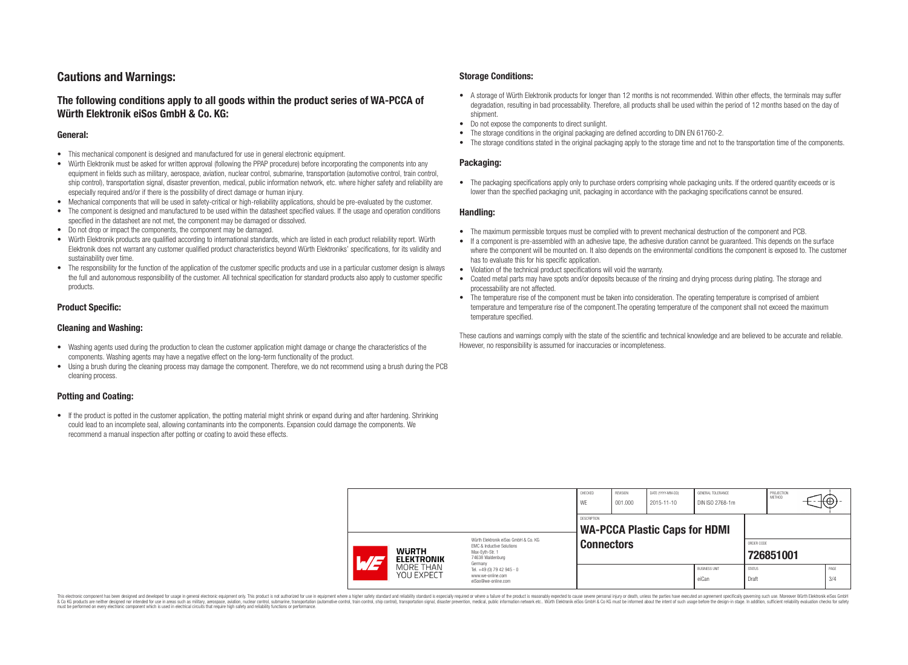# Cautions and Warnings:

## The following conditions apply to all goods within the product series of WA-PCCA of Würth Elektronik eiSos GmbH & Co. KG:

### General:

- This mechanical component is designed and manufactured for use in general electronic equipment.
- Würth Elektronik must be asked for written approval (following the PPAP procedure) before incorporating the components into any equipment in fields such as military, aerospace, aviation, nuclear control, submarine, transportation (automotive control, train control, ship control), transportation signal, disaster prevention, medical, public information network, etc. where higher safety and reliability are especially required and/or if there is the possibility of direct damage or human injury.
- Mechanical components that will be used in safety-critical or high-reliability applications, should be pre-evaluated by the customer.
- The component is designed and manufactured to be used within the datasheet specified values. If the usage and operation conditions specified in the datasheet are not met, the component may be damaged or dissolved.
- Do not drop or impact the components, the component may be damaged.
- Würth Elektronik products are qualified according to international standards, which are listed in each product reliability report. Würth Elektronik does not warrant any customer qualified product characteristics beyond Würth Elektroniks' specifications, for its validity and sustainability over time.
- The responsibility for the function of the application of the customer specific products and use in a particular customer design is always the full and autonomous responsibility of the customer. All technical specification for standard products also apply to customer specific products.

### Product Specific:

### Cleaning and Washing:

- Washing agents used during the production to clean the customer application might damage or change the characteristics of the components. Washing agents may have a negative effect on the long-term functionality of the product.
- Using a brush during the cleaning process may damage the component. Therefore, we do not recommend using a brush during the PCB cleaning process.

### Potting and Coating:

- If the product is potted in the customer application, the potting material might shrink or expand during and after hardening. Shrinking could lead to an incomplete seal, allowing contaminants into the components. Expansion could damage the components. We recommend a manual inspection after potting or coating to avoid these effects.

### Storage Conditions:

- A storage of Würth Elektronik products for longer than 12 months is not recommended. Within other effects, the terminals may suffer degradation, resulting in bad processability. Therefore, all products shall be used within the period of 12 months based on the day of shipment.
- Do not expose the components to direct sunlight.
- The storage conditions in the original packaging are defined according to DIN EN 61760-2.
- The storage conditions stated in the original packaging apply to the storage time and not to the transportation time of the components.

### Packaging:

- The packaging specifications apply only to purchase orders comprising whole packaging units. If the ordered quantity exceeds or is lower than the specified packaging unit, packaging in accordance with the packaging specifications cannot be ensured.

### Handling:

- The maximum permissible torques must be complied with to prevent mechanical destruction of the component and PCB.
- If a component is pre-assembled with an adhesive tape, the adhesive duration cannot be guaranteed. This depends on the surface where the component will be mounted on. It also depends on the environmental conditions the component is exposed to. The customer has to evaluate this for his specific application.
- Violation of the technical product specifications will void the warranty.
- Coated metal parts may have spots and/or deposits because of the rinsing and drying process during plating. The storage and processability are not affected.
- The temperature rise of the component must be taken into consideration. The operating temperature is comprised of ambient temperature and temperature rise of the component.The operating temperature of the component shall not exceed the maximum temperature specified.

These cautions and warnings comply with the state of the scientific and technical knowledge and are believed to be accurate and reliable. However, no responsibility is assumed for inaccuracies or incompleteness.

| CHECKED | REVISION | DATE (YYYY-MM-DD) | GENERAL TOLERANCE | PROJECTION METHOD |
|---|---|---|---|---|
| WE | 001.000 | 2015-11-10 | DIN ISO 2768-1m | |

DESCRIPTION: **WA-PCCA Plastic Caps for HDMI Connectors**

ORDER CODE: **726851001**

| BUSINESS UNIT | STATUS | PAGE |
|---|---|---|
| eiCan | Draft | 3/4 |

Würth Elektronik eiSos GmbH & Co. KG
EMC & Inductive Solutions
Max-Eyth-Str. 1
74638 Waldenburg
Germany
Tel. +49 (0) 79 42 945 - 0
www.we-online.com
eiSos@we-online.com

This electronic component has been designed and developed for usage in general electronic equipment only. This product is not authorized for use in equipment where a higher safety standard and reliability standard is especially required or where a failure of the product is reasonably expected to cause severe personal injury or death, unless the parties have executed an agreement specifically governing such use. Moreover Würth Elektronik eiSos GmbH & Co KG products are neither designed nor intended for use in areas such as military, aerospace, aviation, nuclear control, submarine, transportation (automotive control, train control, ship control), transportation signal, disaster prevention, medical, public information network etc.. Würth Elektronik eiSos GmbH & Co KG must be informed about the intent of such usage before the design-in stage. In addition, sufficient reliability evaluation checks for safety must be performed on every electronic component which is used in electrical circuits that require high safety and reliability functions or performance.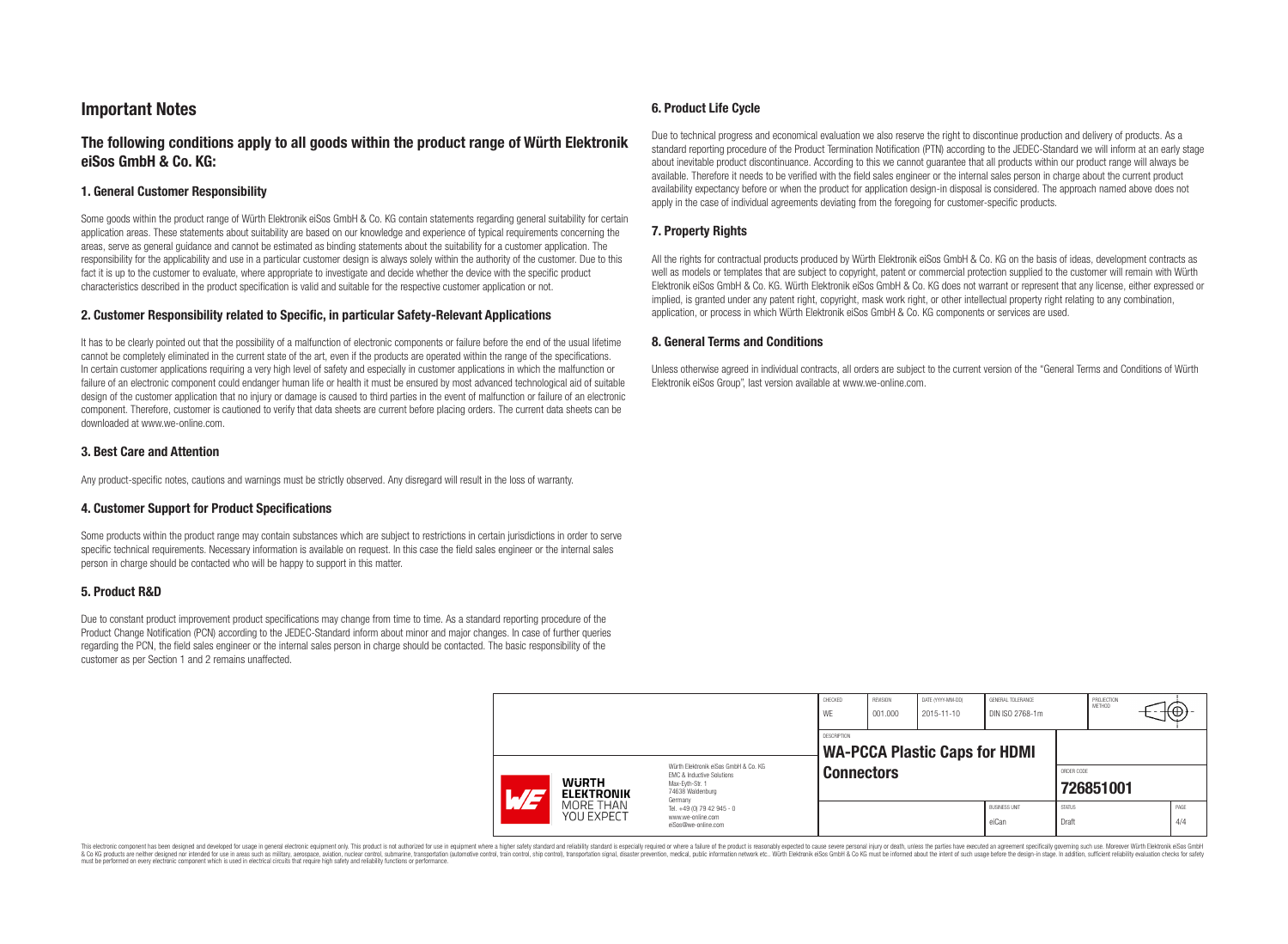# Important Notes

## The following conditions apply to all goods within the product range of Würth Elektronik eiSos GmbH & Co. KG:

### 1. General Customer Responsibility

Some goods within the product range of Würth Elektronik eiSos GmbH & Co. KG contain statements regarding general suitability for certain application areas. These statements about suitability are based on our knowledge and experience of typical requirements concerning the areas, serve as general guidance and cannot be estimated as binding statements about the suitability for a customer application. The responsibility for the applicability and use in a particular customer design is always solely within the authority of the customer. Due to this fact it is up to the customer to evaluate, where appropriate to investigate and decide whether the device with the specific product characteristics described in the product specification is valid and suitable for the respective customer application or not.

### 2. Customer Responsibility related to Specific, in particular Safety-Relevant Applications

It has to be clearly pointed out that the possibility of a malfunction of electronic components or failure before the end of the usual lifetime cannot be completely eliminated in the current state of the art, even if the products are operated within the range of the specifications. In certain customer applications requiring a very high level of safety and especially in customer applications in which the malfunction or failure of an electronic component could endanger human life or health it must be ensured by most advanced technological aid of suitable design of the customer application that no injury or damage is caused to third parties in the event of malfunction or failure of an electronic component. Therefore, customer is cautioned to verify that data sheets are current before placing orders. The current data sheets can be downloaded at www.we-online.com.

### 3. Best Care and Attention

Any product-specific notes, cautions and warnings must be strictly observed. Any disregard will result in the loss of warranty.

### 4. Customer Support for Product Specifications

Some products within the product range may contain substances which are subject to restrictions in certain jurisdictions in order to serve specific technical requirements. Necessary information is available on request. In this case the field sales engineer or the internal sales person in charge should be contacted who will be happy to support in this matter.

### 5. Product R&D

Due to constant product improvement product specifications may change from time to time. As a standard reporting procedure of the Product Change Notification (PCN) according to the JEDEC-Standard inform about minor and major changes. In case of further queries regarding the PCN, the field sales engineer or the internal sales person in charge should be contacted. The basic responsibility of the customer as per Section 1 and 2 remains unaffected.

### 6. Product Life Cycle

Due to technical progress and economical evaluation we also reserve the right to discontinue production and delivery of products. As a standard reporting procedure of the Product Termination Notification (PTN) according to the JEDEC-Standard we will inform at an early stage about inevitable product discontinuance. According to this we cannot guarantee that all products within our product range will always be available. Therefore it needs to be verified with the field sales engineer or the internal sales person in charge about the current product availability expectancy before or when the product for application design-in disposal is considered. The approach named above does not apply in the case of individual agreements deviating from the foregoing for customer-specific products.

### 7. Property Rights

All the rights for contractual products produced by Würth Elektronik eiSos GmbH & Co. KG on the basis of ideas, development contracts as well as models or templates that are subject to copyright, patent or commercial protection supplied to the customer will remain with Würth Elektronik eiSos GmbH & Co. KG. Würth Elektronik eiSos GmbH & Co. KG does not warrant or represent that any license, either expressed or implied, is granted under any patent right, copyright, mask work right, or other intellectual property right relating to any combination, application, or process in which Würth Elektronik eiSos GmbH & Co. KG components or services are used.

### 8. General Terms and Conditions

Unless otherwise agreed in individual contracts, all orders are subject to the current version of the "General Terms and Conditions of Würth Elektronik eiSos Group", last version available at www.we-online.com.

| | | | | | |
|---|---|---|---|---|---|
| CHECKED WE | REVISION 001.000 | DATE (YYYY-MM-DD) 2015-11-10 | GENERAL TOLERANCE DIN ISO 2768-1m | PROJECTION METHOD | |
| DESCRIPTION **WA-PCCA Plastic Caps for HDMI Connectors** | | | | ORDER CODE **726851001** | |
| | | | BUSINESS UNIT eiCan | STATUS Draft | PAGE 4/4 |

WÜRTH ELEKTRONIK MORE THAN YOU EXPECT

Würth Elektronik eiSos GmbH & Co. KG
EMC & Inductive Solutions
Max-Eyth-Str. 1
74638 Waldenburg
Germany
Tel. +49 (0) 79 42 945 - 0
www.we-online.com
eiSos@we-online.com

This electronic component has been designed and developed for usage in general electronic equipment only. This product is not authorized for use in equipment where a higher safety standard and reliability standard is especially required or where a failure of the product is reasonably expected to cause severe personal injury or death, unless the parties have executed an agreement specifically governing such use. Moreover Würth Elektronik eiSos GmbH & Co KG products are neither designed nor intended for use in areas such as military, aerospace, aviation, nuclear control, submarine, transportation (automotive control, train control, ship control), transportation signal, disaster prevention, medical, public information network etc.. Würth Elektronik eiSos GmbH & Co KG must be informed about the intent of such usage before the design-in stage. In addition, sufficient reliability evaluation checks for safety must be performed on every electronic component which is used in electrical circuits that require high safety and reliability functions or performance.